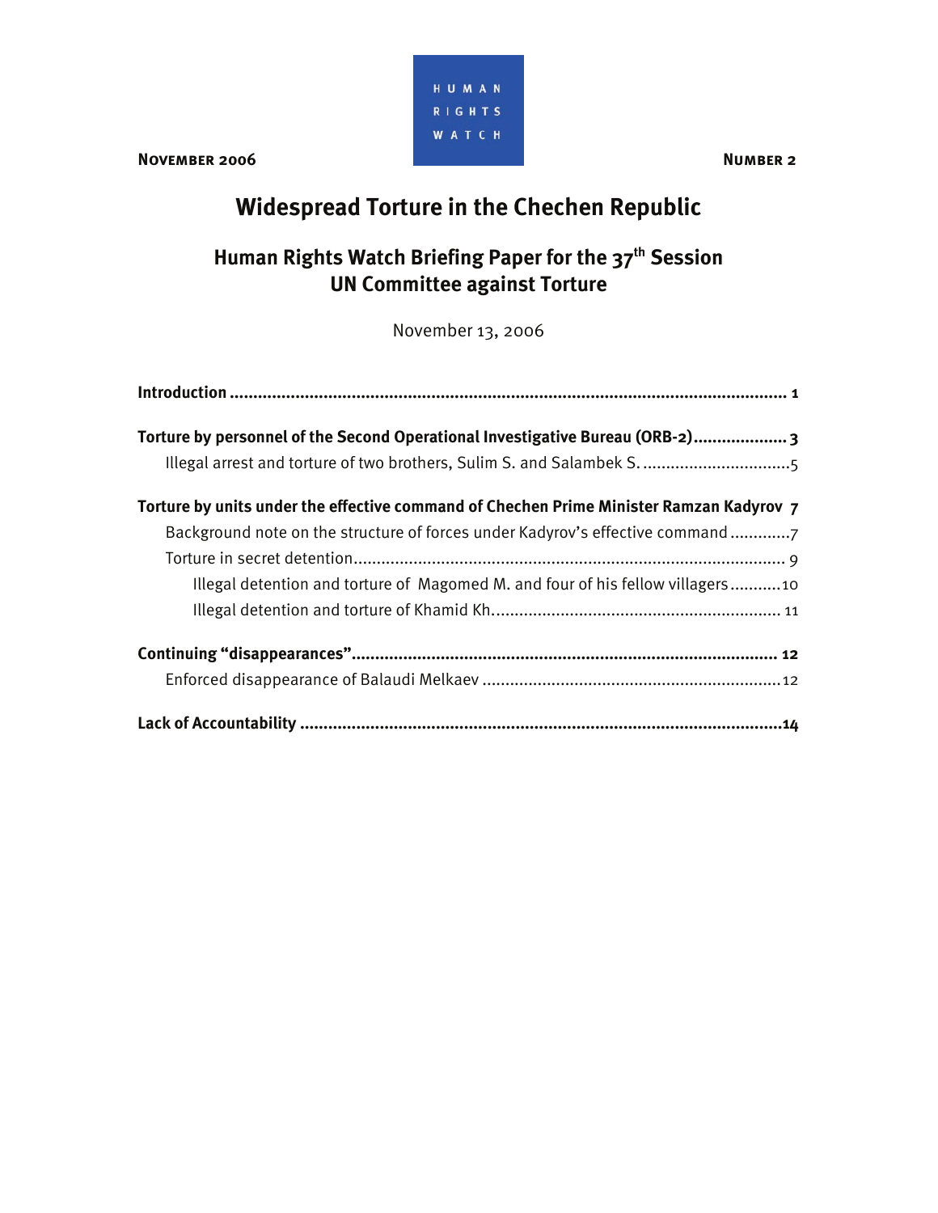HUMAN RIGHTS WATCH

**November 2006** **Number 2**

# Widespread Torture in the Chechen Republic

## Human Rights Watch Briefing Paper for the 37th Session UN Committee against Torture

November 13, 2006

**Introduction** ........................................................................................................ **1**

**Torture by personnel of the Second Operational Investigative Bureau (ORB-2)** .................... **3**

Illegal arrest and torture of two brothers, Sulim S. and Salambek S. ................................5

**Torture by units under the effective command of Chechen Prime Minister Ramzan Kadyrov** **7**

Background note on the structure of forces under Kadyrov's effective command .............7

Torture in secret detention.............................................................................................. 9

Illegal detention and torture of Magomed M. and four of his fellow villagers ...........10

Illegal detention and torture of Khamid Kh............................................................... 11

**Continuing "disappearances"**.......................................................................................... **12**

Enforced disappearance of Balaudi Melkaev ................................................................12

**Lack of Accountability** ......................................................................................................**14**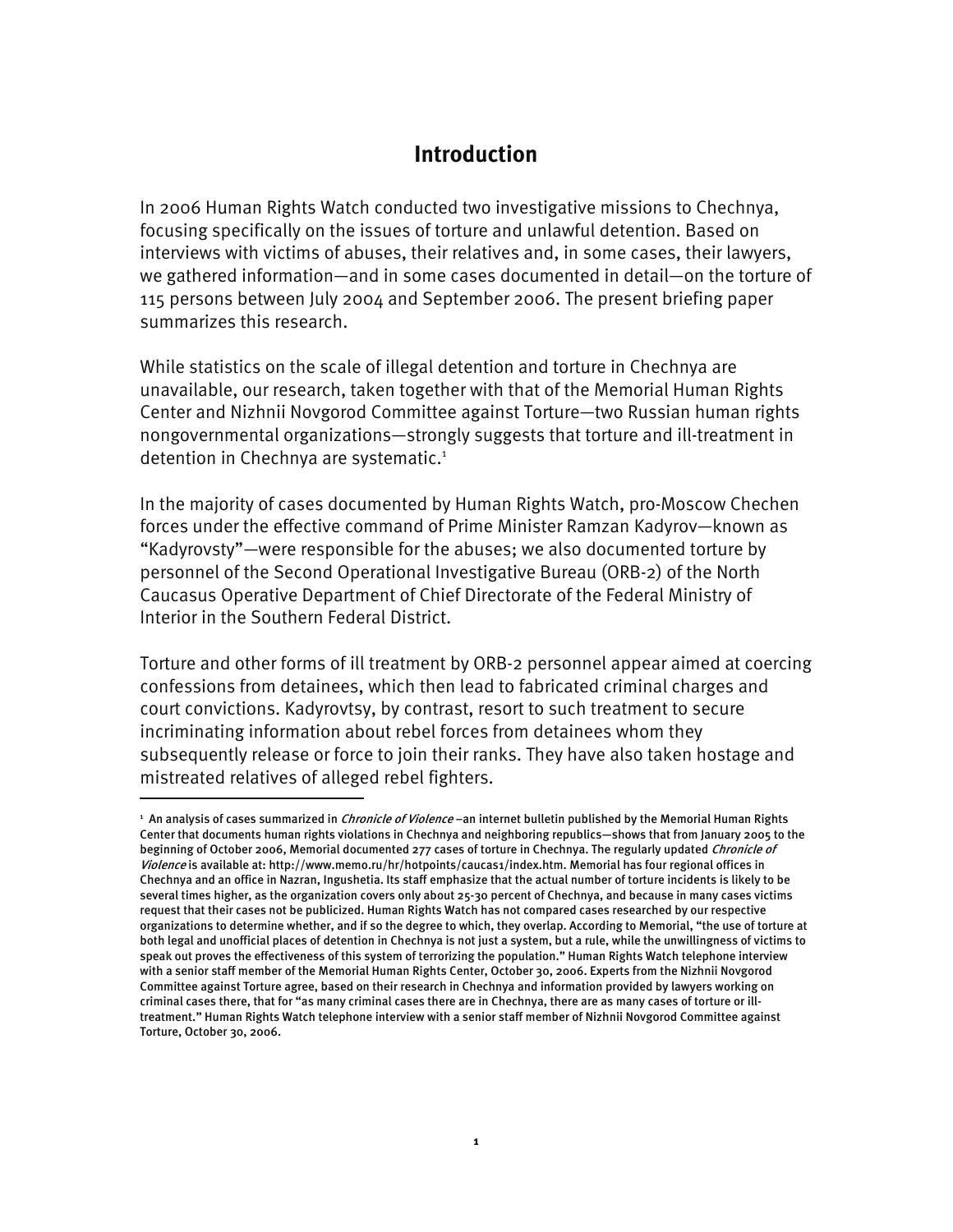## Introduction

In 2006 Human Rights Watch conducted two investigative missions to Chechnya, focusing specifically on the issues of torture and unlawful detention. Based on interviews with victims of abuses, their relatives and, in some cases, their lawyers, we gathered information—and in some cases documented in detail—on the torture of 115 persons between July 2004 and September 2006. The present briefing paper summarizes this research.

While statistics on the scale of illegal detention and torture in Chechnya are unavailable, our research, taken together with that of the Memorial Human Rights Center and Nizhnii Novgorod Committee against Torture—two Russian human rights nongovernmental organizations—strongly suggests that torture and ill-treatment in detention in Chechnya are systematic.[1]

In the majority of cases documented by Human Rights Watch, pro-Moscow Chechen forces under the effective command of Prime Minister Ramzan Kadyrov—known as "Kadyrovsty"—were responsible for the abuses; we also documented torture by personnel of the Second Operational Investigative Bureau (ORB-2) of the North Caucasus Operative Department of Chief Directorate of the Federal Ministry of Interior in the Southern Federal District.

Torture and other forms of ill treatment by ORB-2 personnel appear aimed at coercing confessions from detainees, which then lead to fabricated criminal charges and court convictions. Kadyrovtsy, by contrast, resort to such treatment to secure incriminating information about rebel forces from detainees whom they subsequently release or force to join their ranks. They have also taken hostage and mistreated relatives of alleged rebel fighters.

---

[1] An analysis of cases summarized in *Chronicle of Violence* –an internet bulletin published by the Memorial Human Rights Center that documents human rights violations in Chechnya and neighboring republics—shows that from January 2005 to the beginning of October 2006, Memorial documented 277 cases of torture in Chechnya. The regularly updated *Chronicle of Violence* is available at: http://www.memo.ru/hr/hotpoints/caucas1/index.htm. Memorial has four regional offices in Chechnya and an office in Nazran, Ingushetia. Its staff emphasize that the actual number of torture incidents is likely to be several times higher, as the organization covers only about 25-30 percent of Chechnya, and because in many cases victims request that their cases not be publicized. Human Rights Watch has not compared cases researched by our respective organizations to determine whether, and if so the degree to which, they overlap. According to Memorial, "the use of torture at both legal and unofficial places of detention in Chechnya is not just a system, but a rule, while the unwillingness of victims to speak out proves the effectiveness of this system of terrorizing the population." Human Rights Watch telephone interview with a senior staff member of the Memorial Human Rights Center, October 30, 2006. Experts from the Nizhnii Novgorod Committee against Torture agree, based on their research in Chechnya and information provided by lawyers working on criminal cases there, that for "as many criminal cases there are in Chechnya, there are as many cases of torture or ill-treatment." Human Rights Watch telephone interview with a senior staff member of Nizhnii Novgorod Committee against Torture, October 30, 2006.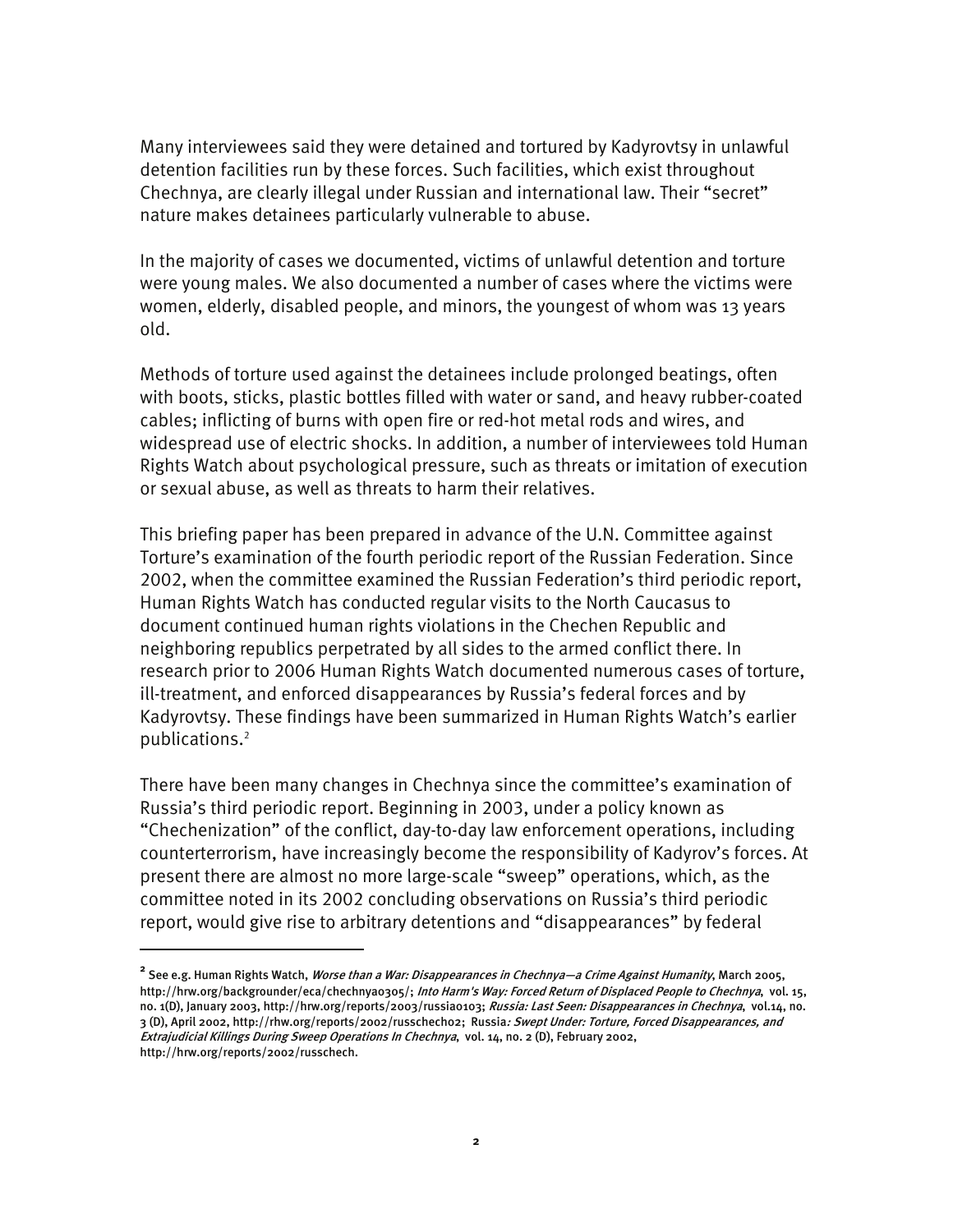Many interviewees said they were detained and tortured by Kadyrovtsy in unlawful detention facilities run by these forces. Such facilities, which exist throughout Chechnya, are clearly illegal under Russian and international law. Their "secret" nature makes detainees particularly vulnerable to abuse.

In the majority of cases we documented, victims of unlawful detention and torture were young males. We also documented a number of cases where the victims were women, elderly, disabled people, and minors, the youngest of whom was 13 years old.

Methods of torture used against the detainees include prolonged beatings, often with boots, sticks, plastic bottles filled with water or sand, and heavy rubber-coated cables; inflicting of burns with open fire or red-hot metal rods and wires, and widespread use of electric shocks. In addition, a number of interviewees told Human Rights Watch about psychological pressure, such as threats or imitation of execution or sexual abuse, as well as threats to harm their relatives.

This briefing paper has been prepared in advance of the U.N. Committee against Torture's examination of the fourth periodic report of the Russian Federation. Since 2002, when the committee examined the Russian Federation's third periodic report, Human Rights Watch has conducted regular visits to the North Caucasus to document continued human rights violations in the Chechen Republic and neighboring republics perpetrated by all sides to the armed conflict there. In research prior to 2006 Human Rights Watch documented numerous cases of torture, ill-treatment, and enforced disappearances by Russia's federal forces and by Kadyrovtsy. These findings have been summarized in Human Rights Watch's earlier publications.[2]

There have been many changes in Chechnya since the committee's examination of Russia's third periodic report. Beginning in 2003, under a policy known as "Chechenization" of the conflict, day-to-day law enforcement operations, including counterterrorism, have increasingly become the responsibility of Kadyrov's forces. At present there are almost no more large-scale "sweep" operations, which, as the committee noted in its 2002 concluding observations on Russia's third periodic report, would give rise to arbitrary detentions and "disappearances" by federal

---

[2] See e.g. Human Rights Watch, *Worse than a War: Disappearances in Chechnya—a Crime Against Humanity*, March 2005, http://hrw.org/backgrounder/eca/chechnya0305/; *Into Harm's Way: Forced Return of Displaced People to Chechnya*, vol. 15, no. 1(D), January 2003, http://hrw.org/reports/2003/russia0103; *Russia: Last Seen: Disappearances in Chechnya*, vol.14, no. 3 (D), April 2002, http://rhw.org/reports/2002/russchech02; Russia*: Swept Under: Torture, Forced Disappearances, and Extrajudicial Killings During Sweep Operations In Chechnya*, vol. 14, no. 2 (D), February 2002, http://hrw.org/reports/2002/russchech.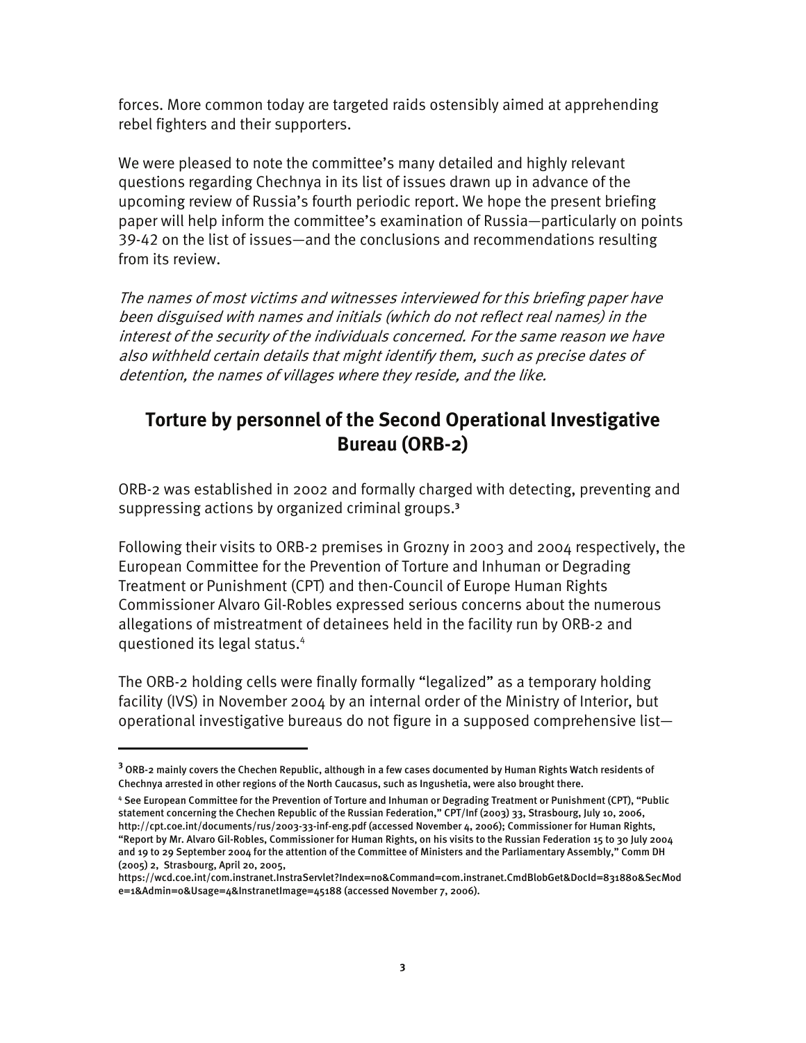forces. More common today are targeted raids ostensibly aimed at apprehending rebel fighters and their supporters.

We were pleased to note the committee's many detailed and highly relevant questions regarding Chechnya in its list of issues drawn up in advance of the upcoming review of Russia's fourth periodic report. We hope the present briefing paper will help inform the committee's examination of Russia—particularly on points 39-42 on the list of issues—and the conclusions and recommendations resulting from its review.

*The names of most victims and witnesses interviewed for this briefing paper have been disguised with names and initials (which do not reflect real names) in the interest of the security of the individuals concerned. For the same reason we have also withheld certain details that might identify them, such as precise dates of detention, the names of villages where they reside, and the like.*

## Torture by personnel of the Second Operational Investigative Bureau (ORB-2)

ORB-2 was established in 2002 and formally charged with detecting, preventing and suppressing actions by organized criminal groups.[3]

Following their visits to ORB-2 premises in Grozny in 2003 and 2004 respectively, the European Committee for the Prevention of Torture and Inhuman or Degrading Treatment or Punishment (CPT) and then-Council of Europe Human Rights Commissioner Alvaro Gil-Robles expressed serious concerns about the numerous allegations of mistreatment of detainees held in the facility run by ORB-2 and questioned its legal status.[4]

The ORB-2 holding cells were finally formally "legalized" as a temporary holding facility (IVS) in November 2004 by an internal order of the Ministry of Interior, but operational investigative bureaus do not figure in a supposed comprehensive list—

---

[3] ORB-2 mainly covers the Chechen Republic, although in a few cases documented by Human Rights Watch residents of Chechnya arrested in other regions of the North Caucasus, such as Ingushetia, were also brought there.

[4] See European Committee for the Prevention of Torture and Inhuman or Degrading Treatment or Punishment (CPT), "Public statement concerning the Chechen Republic of the Russian Federation," CPT/Inf (2003) 33, Strasbourg, July 10, 2006, http://cpt.coe.int/documents/rus/2003-33-inf-eng.pdf (accessed November 4, 2006); Commissioner for Human Rights, "Report by Mr. Alvaro Gil-Robles, Commissioner for Human Rights, on his visits to the Russian Federation 15 to 30 July 2004 and 19 to 29 September 2004 for the attention of the Committee of Ministers and the Parliamentary Assembly," Comm DH (2005) 2, Strasbourg, April 20, 2005, https://wcd.coe.int/com.instranet.InstraServlet?Index=no&Command=com.instranet.CmdBlobGet&DocId=831880&SecMode=1&Admin=0&Usage=4&InstranetImage=45188 (accessed November 7, 2006).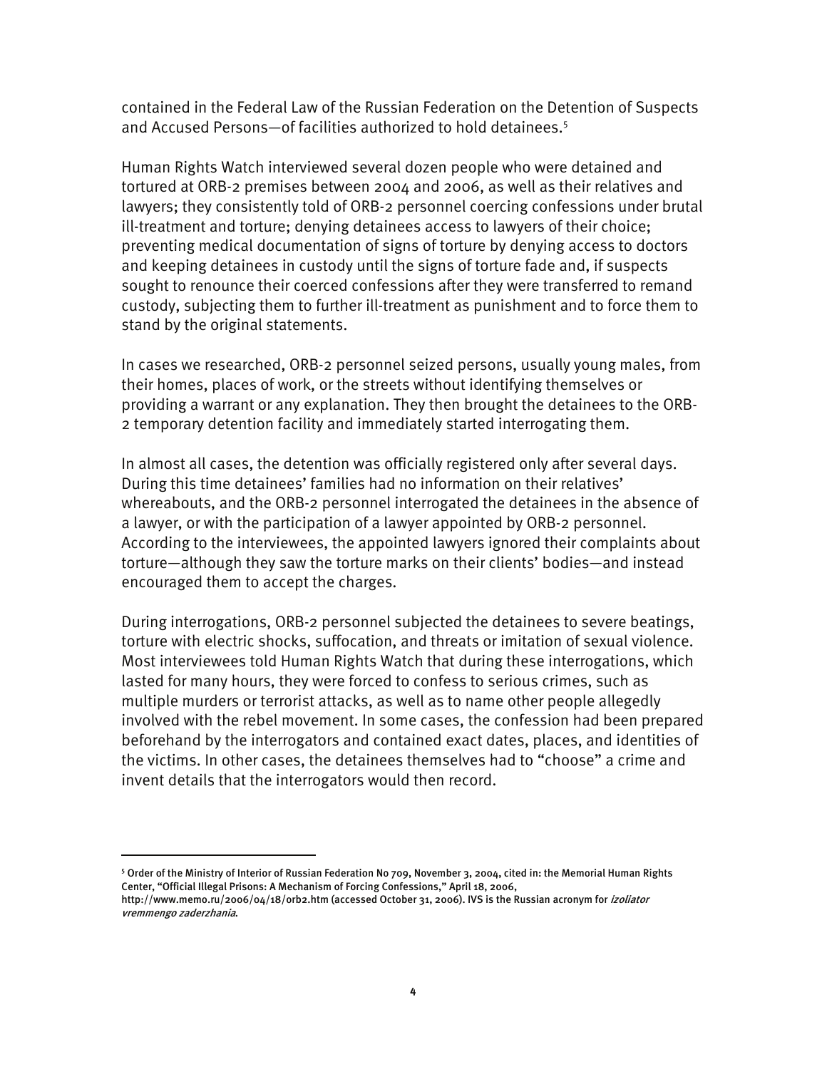contained in the Federal Law of the Russian Federation on the Detention of Suspects and Accused Persons—of facilities authorized to hold detainees.[5]

Human Rights Watch interviewed several dozen people who were detained and tortured at ORB-2 premises between 2004 and 2006, as well as their relatives and lawyers; they consistently told of ORB-2 personnel coercing confessions under brutal ill-treatment and torture; denying detainees access to lawyers of their choice; preventing medical documentation of signs of torture by denying access to doctors and keeping detainees in custody until the signs of torture fade and, if suspects sought to renounce their coerced confessions after they were transferred to remand custody, subjecting them to further ill-treatment as punishment and to force them to stand by the original statements.

In cases we researched, ORB-2 personnel seized persons, usually young males, from their homes, places of work, or the streets without identifying themselves or providing a warrant or any explanation. They then brought the detainees to the ORB-2 temporary detention facility and immediately started interrogating them.

In almost all cases, the detention was officially registered only after several days. During this time detainees' families had no information on their relatives' whereabouts, and the ORB-2 personnel interrogated the detainees in the absence of a lawyer, or with the participation of a lawyer appointed by ORB-2 personnel. According to the interviewees, the appointed lawyers ignored their complaints about torture—although they saw the torture marks on their clients' bodies—and instead encouraged them to accept the charges.

During interrogations, ORB-2 personnel subjected the detainees to severe beatings, torture with electric shocks, suffocation, and threats or imitation of sexual violence. Most interviewees told Human Rights Watch that during these interrogations, which lasted for many hours, they were forced to confess to serious crimes, such as multiple murders or terrorist attacks, as well as to name other people allegedly involved with the rebel movement. In some cases, the confession had been prepared beforehand by the interrogators and contained exact dates, places, and identities of the victims. In other cases, the detainees themselves had to "choose" a crime and invent details that the interrogators would then record.

---

[5] Order of the Ministry of Interior of Russian Federation No 709, November 3, 2004, cited in: the Memorial Human Rights Center, "Official Illegal Prisons: A Mechanism of Forcing Confessions," April 18, 2006, http://www.memo.ru/2006/04/18/orb2.htm (accessed October 31, 2006). IVS is the Russian acronym for *izoliator vremmengo zaderzhania*.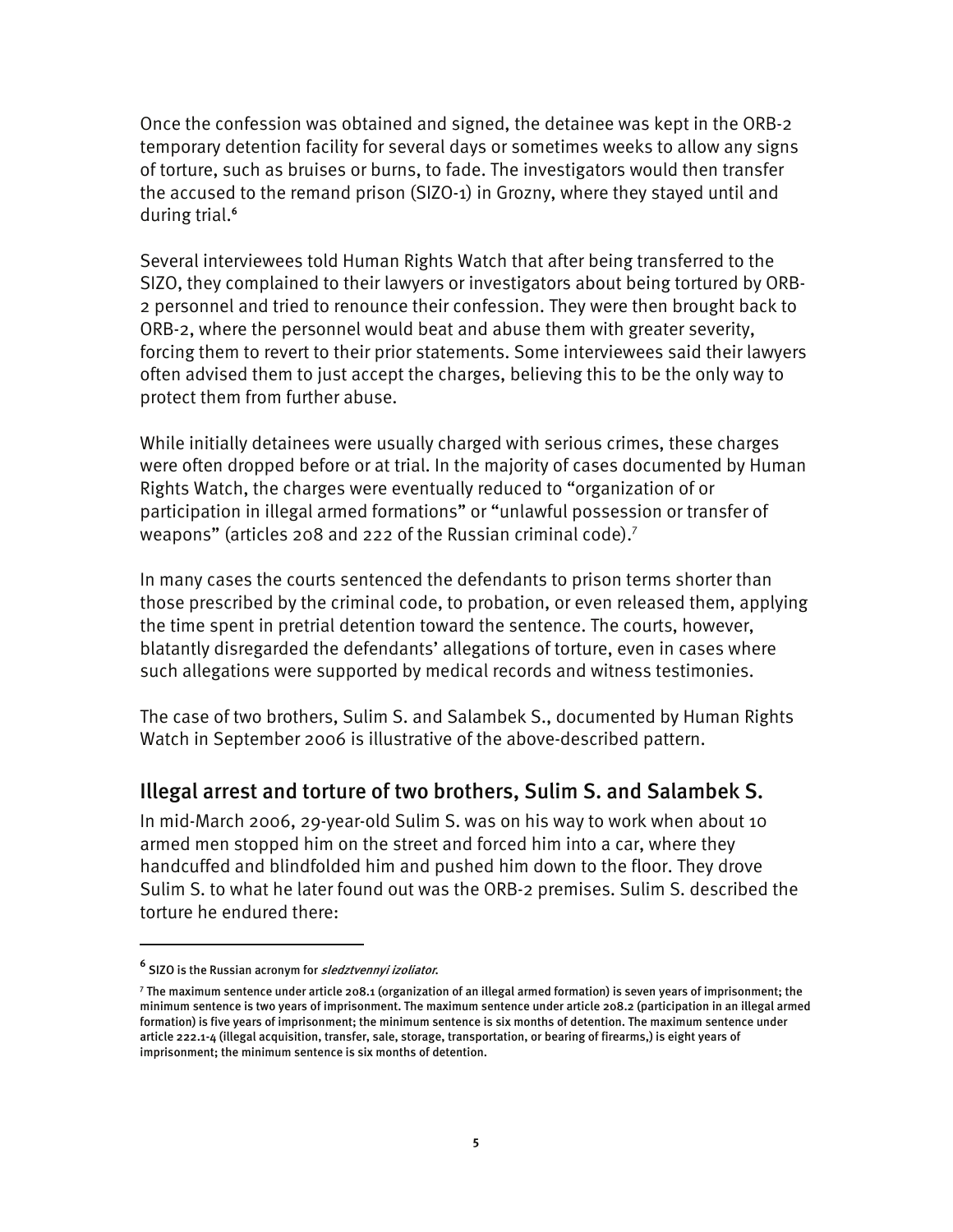Once the confession was obtained and signed, the detainee was kept in the ORB-2 temporary detention facility for several days or sometimes weeks to allow any signs of torture, such as bruises or burns, to fade. The investigators would then transfer the accused to the remand prison (SIZO-1) in Grozny, where they stayed until and during trial.[6]

Several interviewees told Human Rights Watch that after being transferred to the SIZO, they complained to their lawyers or investigators about being tortured by ORB-2 personnel and tried to renounce their confession. They were then brought back to ORB-2, where the personnel would beat and abuse them with greater severity, forcing them to revert to their prior statements. Some interviewees said their lawyers often advised them to just accept the charges, believing this to be the only way to protect them from further abuse.

While initially detainees were usually charged with serious crimes, these charges were often dropped before or at trial. In the majority of cases documented by Human Rights Watch, the charges were eventually reduced to "organization of or participation in illegal armed formations" or "unlawful possession or transfer of weapons" (articles 208 and 222 of the Russian criminal code).[7]

In many cases the courts sentenced the defendants to prison terms shorter than those prescribed by the criminal code, to probation, or even released them, applying the time spent in pretrial detention toward the sentence. The courts, however, blatantly disregarded the defendants' allegations of torture, even in cases where such allegations were supported by medical records and witness testimonies.

The case of two brothers, Sulim S. and Salambek S., documented by Human Rights Watch in September 2006 is illustrative of the above-described pattern.

## Illegal arrest and torture of two brothers, Sulim S. and Salambek S.

In mid-March 2006, 29-year-old Sulim S. was on his way to work when about 10 armed men stopped him on the street and forced him into a car, where they handcuffed and blindfolded him and pushed him down to the floor. They drove Sulim S. to what he later found out was the ORB-2 premises. Sulim S. described the torture he endured there:

---

[6] SIZO is the Russian acronym for *sledztvennyi izoliator*.

[7] The maximum sentence under article 208.1 (organization of an illegal armed formation) is seven years of imprisonment; the minimum sentence is two years of imprisonment. The maximum sentence under article 208.2 (participation in an illegal armed formation) is five years of imprisonment; the minimum sentence is six months of detention. The maximum sentence under article 222.1-4 (illegal acquisition, transfer, sale, storage, transportation, or bearing of firearms,) is eight years of imprisonment; the minimum sentence is six months of detention.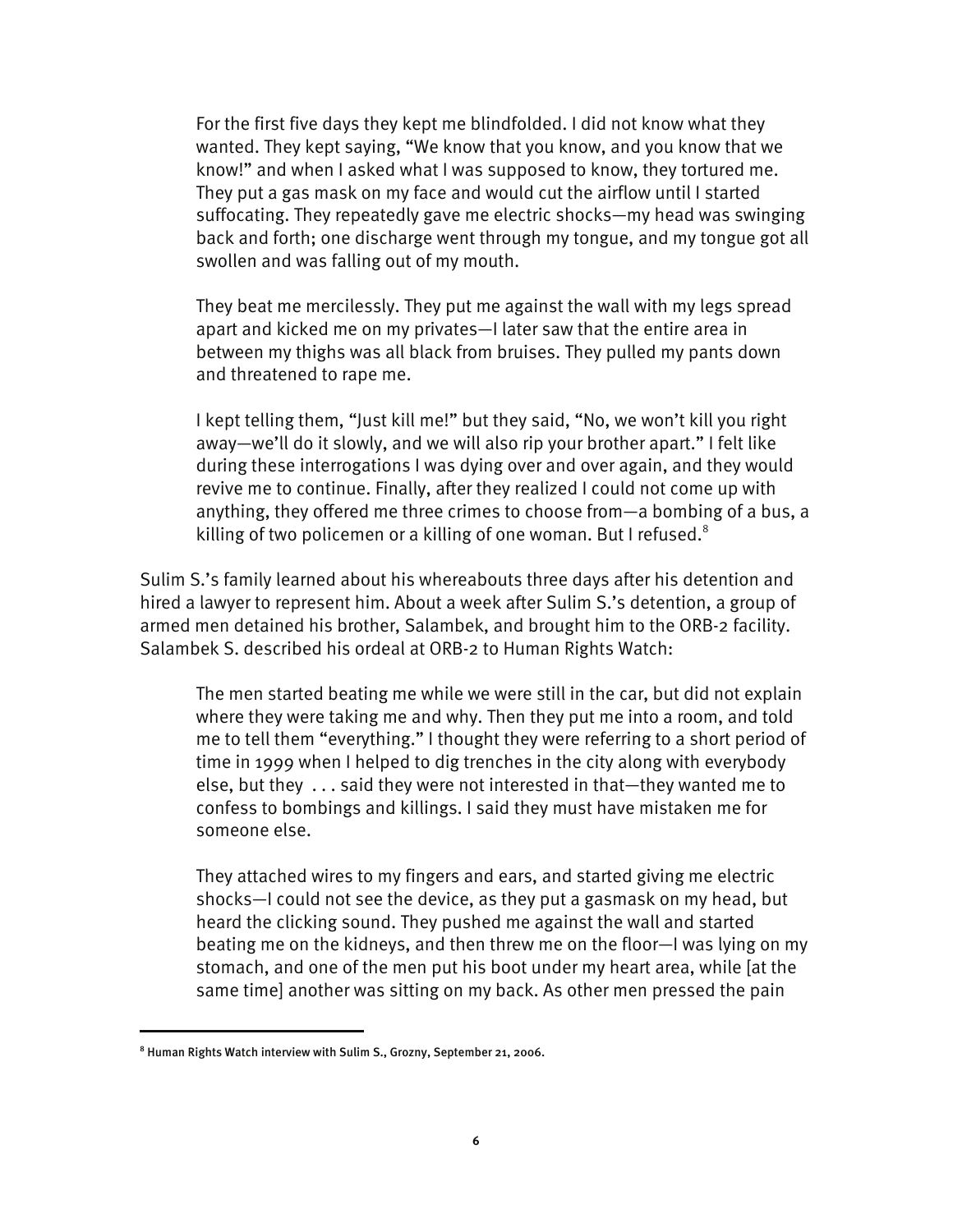> For the first five days they kept me blindfolded. I did not know what they wanted. They kept saying, "We know that you know, and you know that we know!" and when I asked what I was supposed to know, they tortured me. They put a gas mask on my face and would cut the airflow until I started suffocating. They repeatedly gave me electric shocks—my head was swinging back and forth; one discharge went through my tongue, and my tongue got all swollen and was falling out of my mouth.
>
> They beat me mercilessly. They put me against the wall with my legs spread apart and kicked me on my privates—I later saw that the entire area in between my thighs was all black from bruises. They pulled my pants down and threatened to rape me.
>
> I kept telling them, "Just kill me!" but they said, "No, we won't kill you right away—we'll do it slowly, and we will also rip your brother apart." I felt like during these interrogations I was dying over and over again, and they would revive me to continue. Finally, after they realized I could not come up with anything, they offered me three crimes to choose from—a bombing of a bus, a killing of two policemen or a killing of one woman. But I refused.[8]

Sulim S.'s family learned about his whereabouts three days after his detention and hired a lawyer to represent him. About a week after Sulim S.'s detention, a group of armed men detained his brother, Salambek, and brought him to the ORB-2 facility. Salambek S. described his ordeal at ORB-2 to Human Rights Watch:

> The men started beating me while we were still in the car, but did not explain where they were taking me and why. Then they put me into a room, and told me to tell them "everything." I thought they were referring to a short period of time in 1999 when I helped to dig trenches in the city along with everybody else, but they . . . said they were not interested in that—they wanted me to confess to bombings and killings. I said they must have mistaken me for someone else.
>
> They attached wires to my fingers and ears, and started giving me electric shocks—I could not see the device, as they put a gasmask on my head, but heard the clicking sound. They pushed me against the wall and started beating me on the kidneys, and then threw me on the floor—I was lying on my stomach, and one of the men put his boot under my heart area, while [at the same time] another was sitting on my back. As other men pressed the pain

---

[8] Human Rights Watch interview with Sulim S., Grozny, September 21, 2006.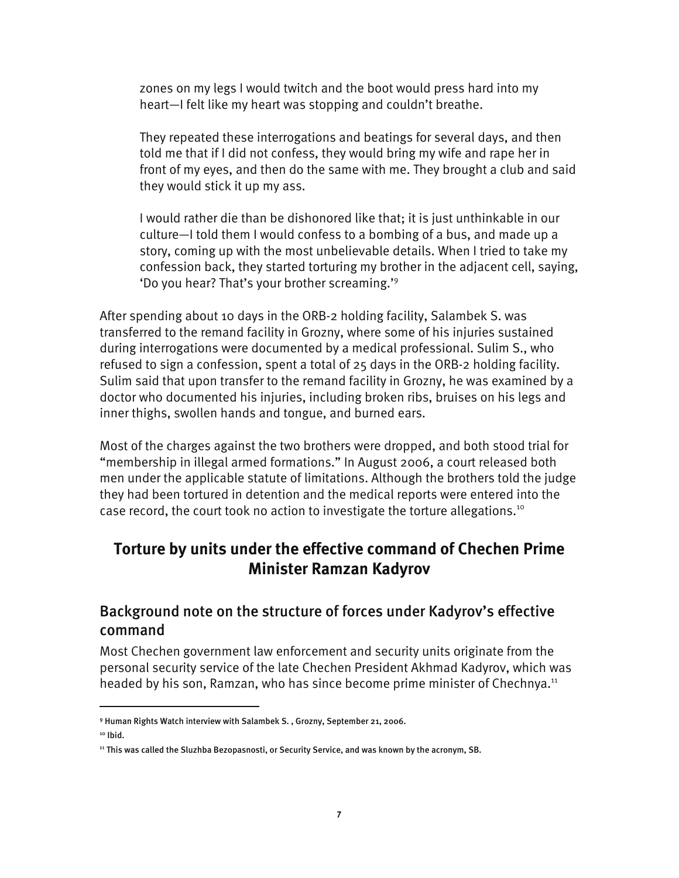> zones on my legs I would twitch and the boot would press hard into my heart—I felt like my heart was stopping and couldn't breathe.
>
> They repeated these interrogations and beatings for several days, and then told me that if I did not confess, they would bring my wife and rape her in front of my eyes, and then do the same with me. They brought a club and said they would stick it up my ass.
>
> I would rather die than be dishonored like that; it is just unthinkable in our culture—I told them I would confess to a bombing of a bus, and made up a story, coming up with the most unbelievable details. When I tried to take my confession back, they started torturing my brother in the adjacent cell, saying, 'Do you hear? That's your brother screaming.'[9]

After spending about 10 days in the ORB-2 holding facility, Salambek S. was transferred to the remand facility in Grozny, where some of his injuries sustained during interrogations were documented by a medical professional. Sulim S., who refused to sign a confession, spent a total of 25 days in the ORB-2 holding facility. Sulim said that upon transfer to the remand facility in Grozny, he was examined by a doctor who documented his injuries, including broken ribs, bruises on his legs and inner thighs, swollen hands and tongue, and burned ears.

Most of the charges against the two brothers were dropped, and both stood trial for "membership in illegal armed formations." In August 2006, a court released both men under the applicable statute of limitations. Although the brothers told the judge they had been tortured in detention and the medical reports were entered into the case record, the court took no action to investigate the torture allegations.[10]

## Torture by units under the effective command of Chechen Prime Minister Ramzan Kadyrov

### Background note on the structure of forces under Kadyrov's effective command

Most Chechen government law enforcement and security units originate from the personal security service of the late Chechen President Akhmad Kadyrov, which was headed by his son, Ramzan, who has since become prime minister of Chechnya.[11]

---

[9] Human Rights Watch interview with Salambek S. , Grozny, September 21, 2006.

[10] Ibid.

[11] This was called the Sluzhba Bezopasnosti, or Security Service, and was known by the acronym, SB.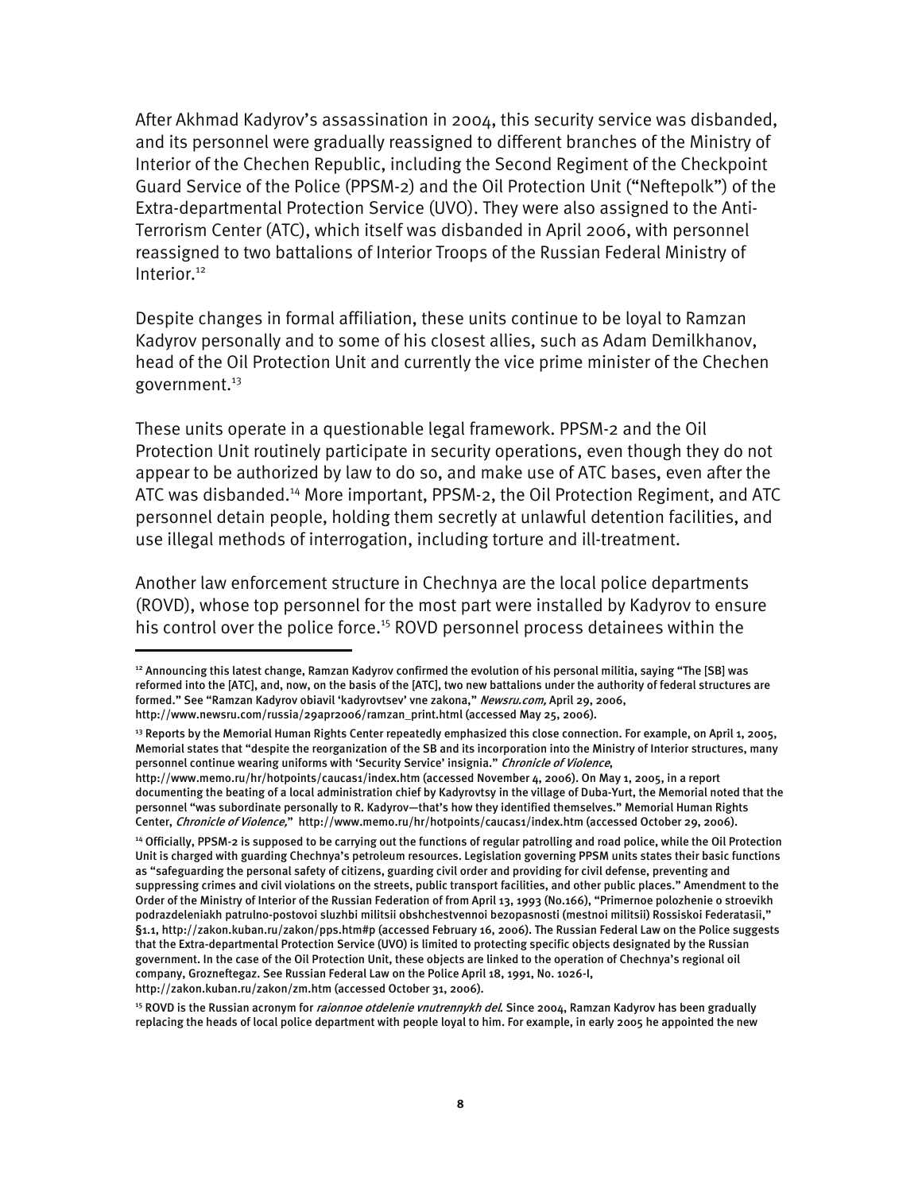After Akhmad Kadyrov's assassination in 2004, this security service was disbanded, and its personnel were gradually reassigned to different branches of the Ministry of Interior of the Chechen Republic, including the Second Regiment of the Checkpoint Guard Service of the Police (PPSM-2) and the Oil Protection Unit ("Neftepolk") of the Extra-departmental Protection Service (UVO). They were also assigned to the Anti-Terrorism Center (ATC), which itself was disbanded in April 2006, with personnel reassigned to two battalions of Interior Troops of the Russian Federal Ministry of Interior.[12]

Despite changes in formal affiliation, these units continue to be loyal to Ramzan Kadyrov personally and to some of his closest allies, such as Adam Demilkhanov, head of the Oil Protection Unit and currently the vice prime minister of the Chechen government.[13]

These units operate in a questionable legal framework. PPSM-2 and the Oil Protection Unit routinely participate in security operations, even though they do not appear to be authorized by law to do so, and make use of ATC bases, even after the ATC was disbanded.[14] More important, PPSM-2, the Oil Protection Regiment, and ATC personnel detain people, holding them secretly at unlawful detention facilities, and use illegal methods of interrogation, including torture and ill-treatment.

Another law enforcement structure in Chechnya are the local police departments (ROVD), whose top personnel for the most part were installed by Kadyrov to ensure his control over the police force.[15] ROVD personnel process detainees within the

---

[12] Announcing this latest change, Ramzan Kadyrov confirmed the evolution of his personal militia, saying "The [SB] was reformed into the [ATC], and, now, on the basis of the [ATC], two new battalions under the authority of federal structures are formed." See "Ramzan Kadyrov obiavil 'kadyrovtsev' vne zakona," *Newsru.com,* April 29, 2006, http://www.newsru.com/russia/29apr2006/ramzan_print.html (accessed May 25, 2006).

[13] Reports by the Memorial Human Rights Center repeatedly emphasized this close connection. For example, on April 1, 2005, Memorial states that "despite the reorganization of the SB and its incorporation into the Ministry of Interior structures, many personnel continue wearing uniforms with 'Security Service' insignia." *Chronicle of Violence*, http://www.memo.ru/hr/hotpoints/caucas1/index.htm (accessed November 4, 2006). On May 1, 2005, in a report documenting the beating of a local administration chief by Kadyrovtsy in the village of Duba-Yurt, the Memorial noted that the personnel "was subordinate personally to R. Kadyrov—that's how they identified themselves." Memorial Human Rights Center, *Chronicle of Violence,*" http://www.memo.ru/hr/hotpoints/caucas1/index.htm (accessed October 29, 2006).

[14] Officially, PPSM-2 is supposed to be carrying out the functions of regular patrolling and road police, while the Oil Protection Unit is charged with guarding Chechnya's petroleum resources. Legislation governing PPSM units states their basic functions as "safeguarding the personal safety of citizens, guarding civil order and providing for civil defense, preventing and suppressing crimes and civil violations on the streets, public transport facilities, and other public places." Amendment to the Order of the Ministry of Interior of the Russian Federation of from April 13, 1993 (No.166), "Primernoe polozhenie o stroevikh podrazdeleniakh patrulno-postovoi sluzhbi militsii obshchestvennoi bezopasnosti (mestnoi militsii) Rossiskoi Federatasii," §1.1, http://zakon.kuban.ru/zakon/pps.htm#p (accessed February 16, 2006). The Russian Federal Law on the Police suggests that the Extra-departmental Protection Service (UVO) is limited to protecting specific objects designated by the Russian government. In the case of the Oil Protection Unit, these objects are linked to the operation of Chechnya's regional oil company, Grozneftegaz. See Russian Federal Law on the Police April 18, 1991, No. 1026-I, http://zakon.kuban.ru/zakon/zm.htm (accessed October 31, 2006).

[15] ROVD is the Russian acronym for *raionnoe otdelenie vnutrennykh del.* Since 2004, Ramzan Kadyrov has been gradually replacing the heads of local police department with people loyal to him. For example, in early 2005 he appointed the new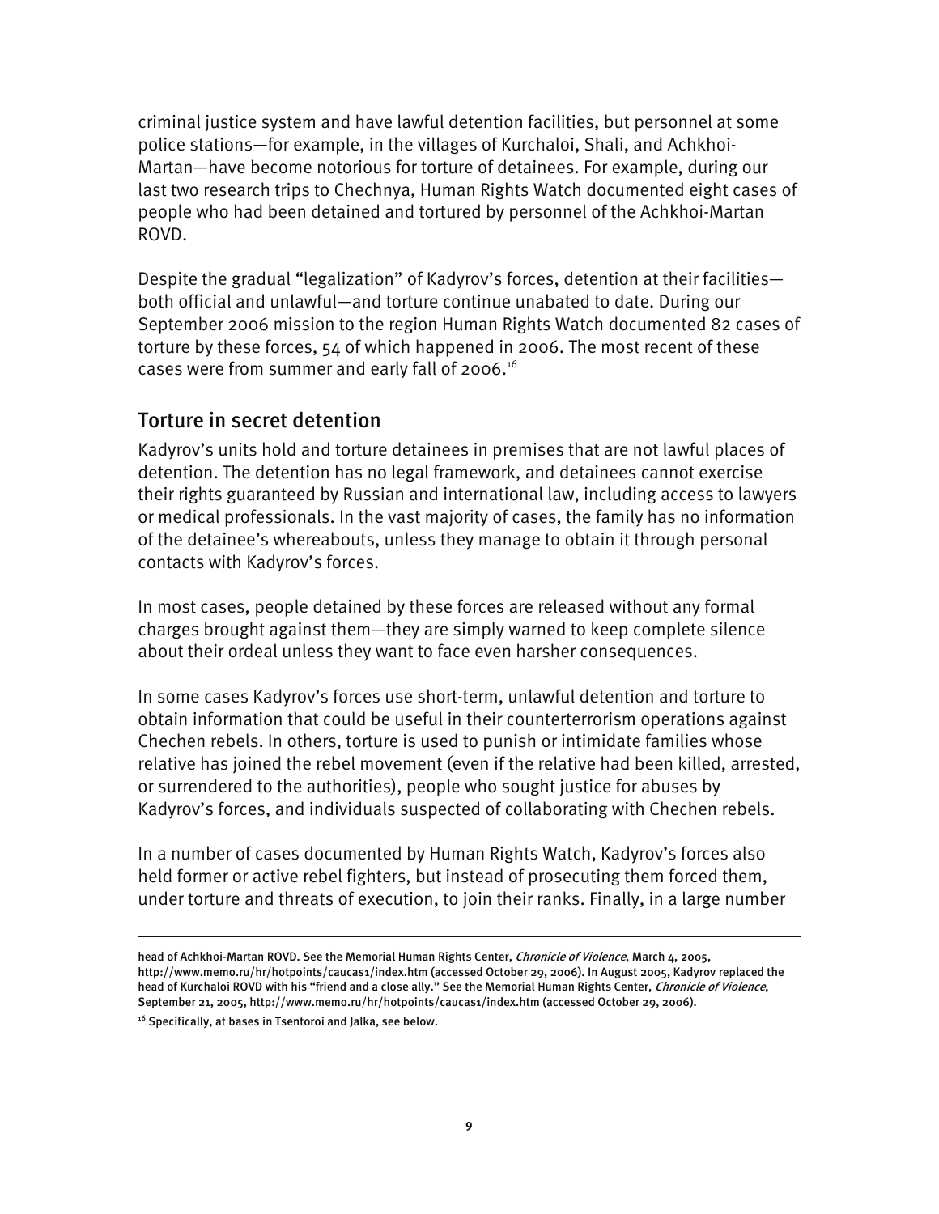criminal justice system and have lawful detention facilities, but personnel at some police stations—for example, in the villages of Kurchaloi, Shali, and Achkhoi-Martan—have become notorious for torture of detainees. For example, during our last two research trips to Chechnya, Human Rights Watch documented eight cases of people who had been detained and tortured by personnel of the Achkhoi-Martan ROVD.

Despite the gradual "legalization" of Kadyrov's forces, detention at their facilities—both official and unlawful—and torture continue unabated to date. During our September 2006 mission to the region Human Rights Watch documented 82 cases of torture by these forces, 54 of which happened in 2006. The most recent of these cases were from summer and early fall of 2006.[16]

## Torture in secret detention

Kadyrov's units hold and torture detainees in premises that are not lawful places of detention. The detention has no legal framework, and detainees cannot exercise their rights guaranteed by Russian and international law, including access to lawyers or medical professionals. In the vast majority of cases, the family has no information of the detainee's whereabouts, unless they manage to obtain it through personal contacts with Kadyrov's forces.

In most cases, people detained by these forces are released without any formal charges brought against them—they are simply warned to keep complete silence about their ordeal unless they want to face even harsher consequences.

In some cases Kadyrov's forces use short-term, unlawful detention and torture to obtain information that could be useful in their counterterrorism operations against Chechen rebels. In others, torture is used to punish or intimidate families whose relative has joined the rebel movement (even if the relative had been killed, arrested, or surrendered to the authorities), people who sought justice for abuses by Kadyrov's forces, and individuals suspected of collaborating with Chechen rebels.

In a number of cases documented by Human Rights Watch, Kadyrov's forces also held former or active rebel fighters, but instead of prosecuting them forced them, under torture and threats of execution, to join their ranks. Finally, in a large number

---

head of Achkhoi-Martan ROVD. See the Memorial Human Rights Center, *Chronicle of Violence*, March 4, 2005, http://www.memo.ru/hr/hotpoints/caucas1/index.htm (accessed October 29, 2006). In August 2005, Kadyrov replaced the head of Kurchaloi ROVD with his "friend and a close ally." See the Memorial Human Rights Center, *Chronicle of Violence*, September 21, 2005, http://www.memo.ru/hr/hotpoints/caucas1/index.htm (accessed October 29, 2006).

[16] Specifically, at bases in Tsentoroi and Jalka, see below.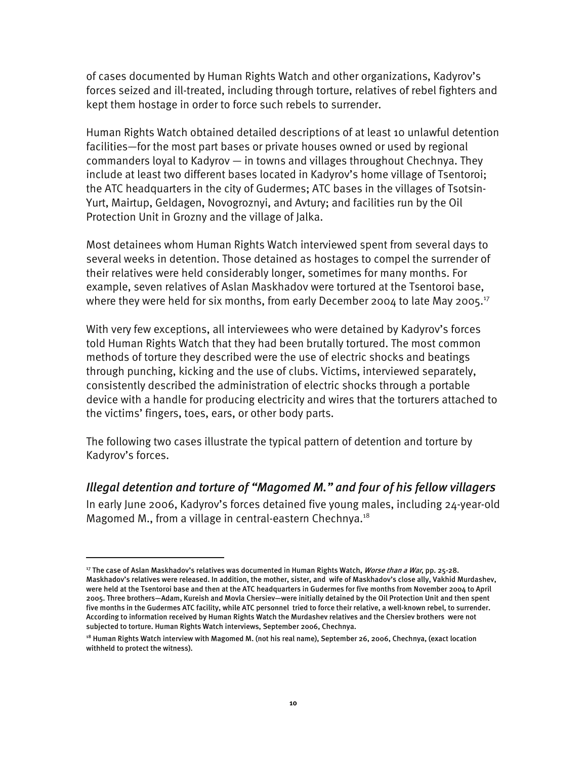of cases documented by Human Rights Watch and other organizations, Kadyrov's forces seized and ill-treated, including through torture, relatives of rebel fighters and kept them hostage in order to force such rebels to surrender.

Human Rights Watch obtained detailed descriptions of at least 10 unlawful detention facilities—for the most part bases or private houses owned or used by regional commanders loyal to Kadyrov — in towns and villages throughout Chechnya. They include at least two different bases located in Kadyrov's home village of Tsentoroi; the ATC headquarters in the city of Gudermes; ATC bases in the villages of Tsotsin-Yurt, Mairtup, Geldagen, Novogroznyi, and Avtury; and facilities run by the Oil Protection Unit in Grozny and the village of Jalka.

Most detainees whom Human Rights Watch interviewed spent from several days to several weeks in detention. Those detained as hostages to compel the surrender of their relatives were held considerably longer, sometimes for many months. For example, seven relatives of Aslan Maskhadov were tortured at the Tsentoroi base, where they were held for six months, from early December 2004 to late May 2005.[17]

With very few exceptions, all interviewees who were detained by Kadyrov's forces told Human Rights Watch that they had been brutally tortured. The most common methods of torture they described were the use of electric shocks and beatings through punching, kicking and the use of clubs. Victims, interviewed separately, consistently described the administration of electric shocks through a portable device with a handle for producing electricity and wires that the torturers attached to the victims' fingers, toes, ears, or other body parts.

The following two cases illustrate the typical pattern of detention and torture by Kadyrov's forces.

### *Illegal detention and torture of "Magomed M." and four of his fellow villagers*

In early June 2006, Kadyrov's forces detained five young males, including 24-year-old Magomed M., from a village in central-eastern Chechnya.[18]

---

[17] The case of Aslan Maskhadov's relatives was documented in Human Rights Watch, *Worse than a War*, pp. 25-28. Maskhadov's relatives were released. In addition, the mother, sister, and wife of Maskhadov's close ally, Vakhid Murdashev, were held at the Tsentoroi base and then at the ATC headquarters in Gudermes for five months from November 2004 to April 2005. Three brothers—Adam, Kureish and Movla Chersiev—were initially detained by the Oil Protection Unit and then spent five months in the Gudermes ATC facility, while ATC personnel tried to force their relative, a well-known rebel, to surrender. According to information received by Human Rights Watch the Murdashev relatives and the Chersiev brothers were not subjected to torture. Human Rights Watch interviews, September 2006, Chechnya.

[18] Human Rights Watch interview with Magomed M. (not his real name), September 26, 2006, Chechnya, (exact location withheld to protect the witness).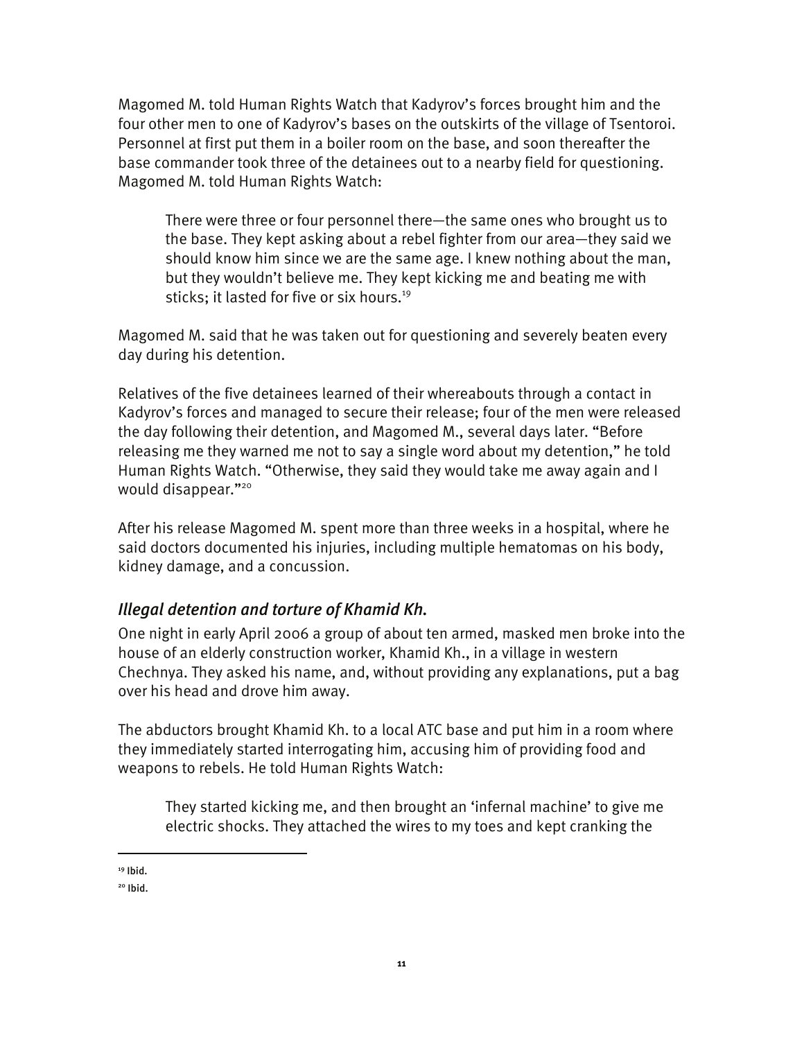Magomed M. told Human Rights Watch that Kadyrov's forces brought him and the four other men to one of Kadyrov's bases on the outskirts of the village of Tsentoroi. Personnel at first put them in a boiler room on the base, and soon thereafter the base commander took three of the detainees out to a nearby field for questioning. Magomed M. told Human Rights Watch:

> There were three or four personnel there—the same ones who brought us to the base. They kept asking about a rebel fighter from our area—they said we should know him since we are the same age. I knew nothing about the man, but they wouldn't believe me. They kept kicking me and beating me with sticks; it lasted for five or six hours.[19]

Magomed M. said that he was taken out for questioning and severely beaten every day during his detention.

Relatives of the five detainees learned of their whereabouts through a contact in Kadyrov's forces and managed to secure their release; four of the men were released the day following their detention, and Magomed M., several days later. "Before releasing me they warned me not to say a single word about my detention," he told Human Rights Watch. "Otherwise, they said they would take me away again and I would disappear."[20]

After his release Magomed M. spent more than three weeks in a hospital, where he said doctors documented his injuries, including multiple hematomas on his body, kidney damage, and a concussion.

### *Illegal detention and torture of Khamid Kh.*

One night in early April 2006 a group of about ten armed, masked men broke into the house of an elderly construction worker, Khamid Kh., in a village in western Chechnya. They asked his name, and, without providing any explanations, put a bag over his head and drove him away.

The abductors brought Khamid Kh. to a local ATC base and put him in a room where they immediately started interrogating him, accusing him of providing food and weapons to rebels. He told Human Rights Watch:

> They started kicking me, and then brought an 'infernal machine' to give me electric shocks. They attached the wires to my toes and kept cranking the

---

[19] Ibid.

[20] Ibid.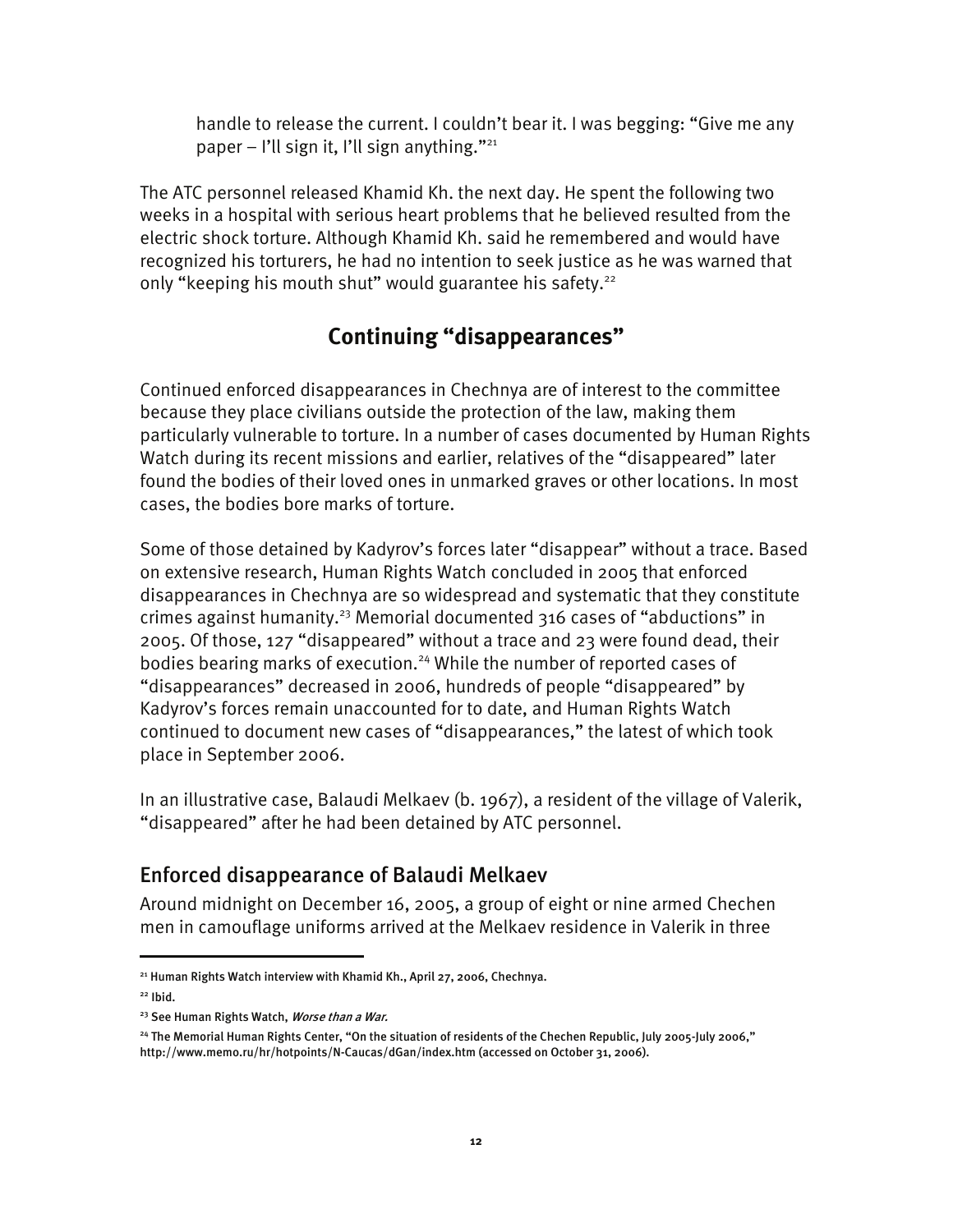handle to release the current. I couldn't bear it. I was begging: "Give me any paper – I'll sign it, I'll sign anything."[21]

The ATC personnel released Khamid Kh. the next day. He spent the following two weeks in a hospital with serious heart problems that he believed resulted from the electric shock torture. Although Khamid Kh. said he remembered and would have recognized his torturers, he had no intention to seek justice as he was warned that only "keeping his mouth shut" would guarantee his safety.[22]

## Continuing "disappearances"

Continued enforced disappearances in Chechnya are of interest to the committee because they place civilians outside the protection of the law, making them particularly vulnerable to torture. In a number of cases documented by Human Rights Watch during its recent missions and earlier, relatives of the "disappeared" later found the bodies of their loved ones in unmarked graves or other locations. In most cases, the bodies bore marks of torture.

Some of those detained by Kadyrov's forces later "disappear" without a trace. Based on extensive research, Human Rights Watch concluded in 2005 that enforced disappearances in Chechnya are so widespread and systematic that they constitute crimes against humanity.[23] Memorial documented 316 cases of "abductions" in 2005. Of those, 127 "disappeared" without a trace and 23 were found dead, their bodies bearing marks of execution.[24] While the number of reported cases of "disappearances" decreased in 2006, hundreds of people "disappeared" by Kadyrov's forces remain unaccounted for to date, and Human Rights Watch continued to document new cases of "disappearances," the latest of which took place in September 2006.

In an illustrative case, Balaudi Melkaev (b. 1967), a resident of the village of Valerik, "disappeared" after he had been detained by ATC personnel.

### Enforced disappearance of Balaudi Melkaev

Around midnight on December 16, 2005, a group of eight or nine armed Chechen men in camouflage uniforms arrived at the Melkaev residence in Valerik in three

---

[21] Human Rights Watch interview with Khamid Kh., April 27, 2006, Chechnya.

[22] Ibid.

[23] See Human Rights Watch, *Worse than a War.*

[24] The Memorial Human Rights Center, "On the situation of residents of the Chechen Republic, July 2005-July 2006," http://www.memo.ru/hr/hotpoints/N-Caucas/dGan/index.htm (accessed on October 31, 2006).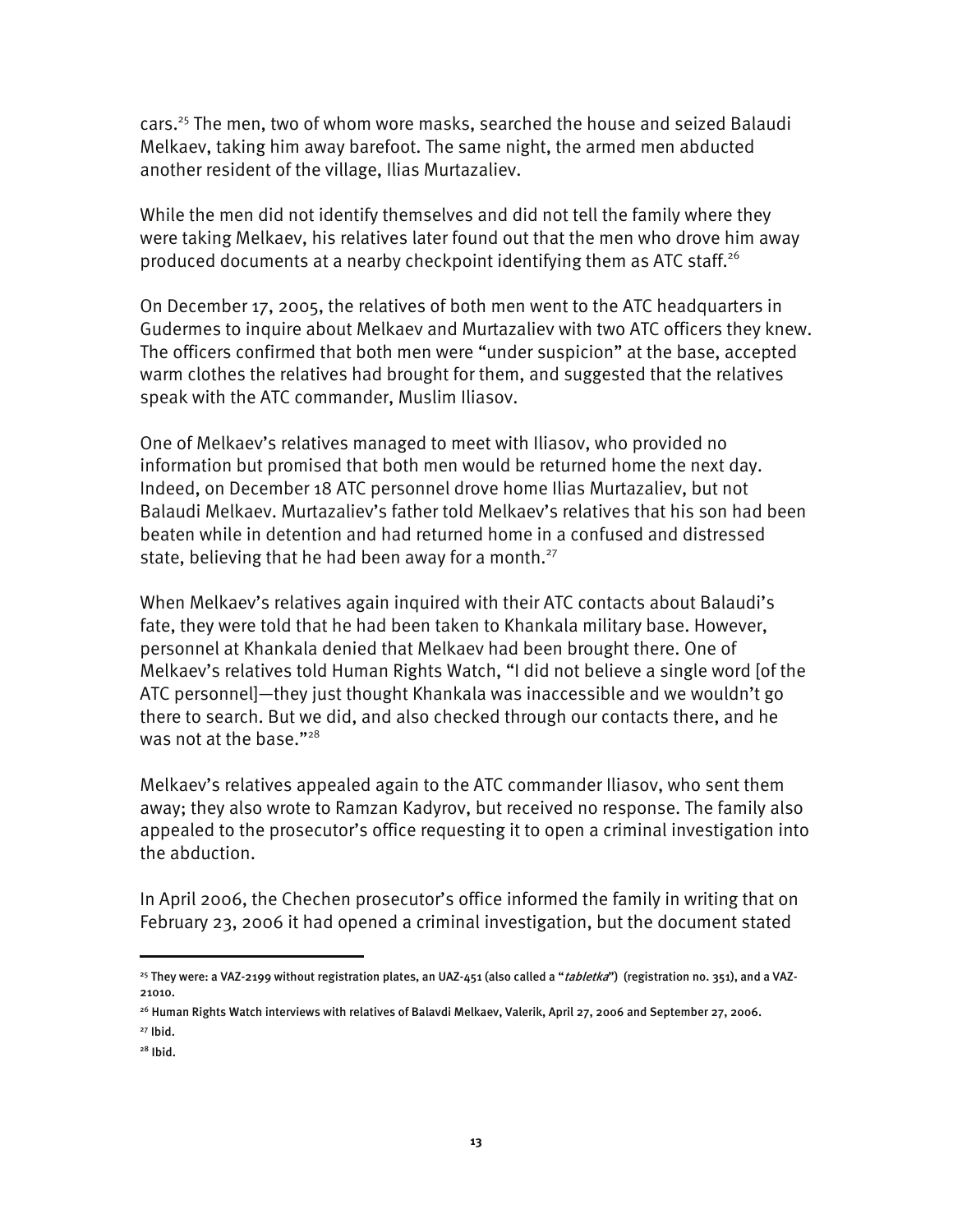cars.[25] The men, two of whom wore masks, searched the house and seized Balaudi Melkaev, taking him away barefoot. The same night, the armed men abducted another resident of the village, Ilias Murtazaliev.

While the men did not identify themselves and did not tell the family where they were taking Melkaev, his relatives later found out that the men who drove him away produced documents at a nearby checkpoint identifying them as ATC staff.[26]

On December 17, 2005, the relatives of both men went to the ATC headquarters in Gudermes to inquire about Melkaev and Murtazaliev with two ATC officers they knew. The officers confirmed that both men were "under suspicion" at the base, accepted warm clothes the relatives had brought for them, and suggested that the relatives speak with the ATC commander, Muslim Iliasov.

One of Melkaev's relatives managed to meet with Iliasov, who provided no information but promised that both men would be returned home the next day. Indeed, on December 18 ATC personnel drove home Ilias Murtazaliev, but not Balaudi Melkaev. Murtazaliev's father told Melkaev's relatives that his son had been beaten while in detention and had returned home in a confused and distressed state, believing that he had been away for a month.[27]

When Melkaev's relatives again inquired with their ATC contacts about Balaudi's fate, they were told that he had been taken to Khankala military base. However, personnel at Khankala denied that Melkaev had been brought there. One of Melkaev's relatives told Human Rights Watch, "I did not believe a single word [of the ATC personnel]—they just thought Khankala was inaccessible and we wouldn't go there to search. But we did, and also checked through our contacts there, and he was not at the base."[28]

Melkaev's relatives appealed again to the ATC commander Iliasov, who sent them away; they also wrote to Ramzan Kadyrov, but received no response. The family also appealed to the prosecutor's office requesting it to open a criminal investigation into the abduction.

In April 2006, the Chechen prosecutor's office informed the family in writing that on February 23, 2006 it had opened a criminal investigation, but the document stated

---

[25] They were: a VAZ-2199 without registration plates, an UAZ-451 (also called a "*tabletka*") (registration no. 351), and a VAZ-21010.

[26] Human Rights Watch interviews with relatives of Balavdi Melkaev, Valerik, April 27, 2006 and September 27, 2006.

[27] Ibid.

[28] Ibid.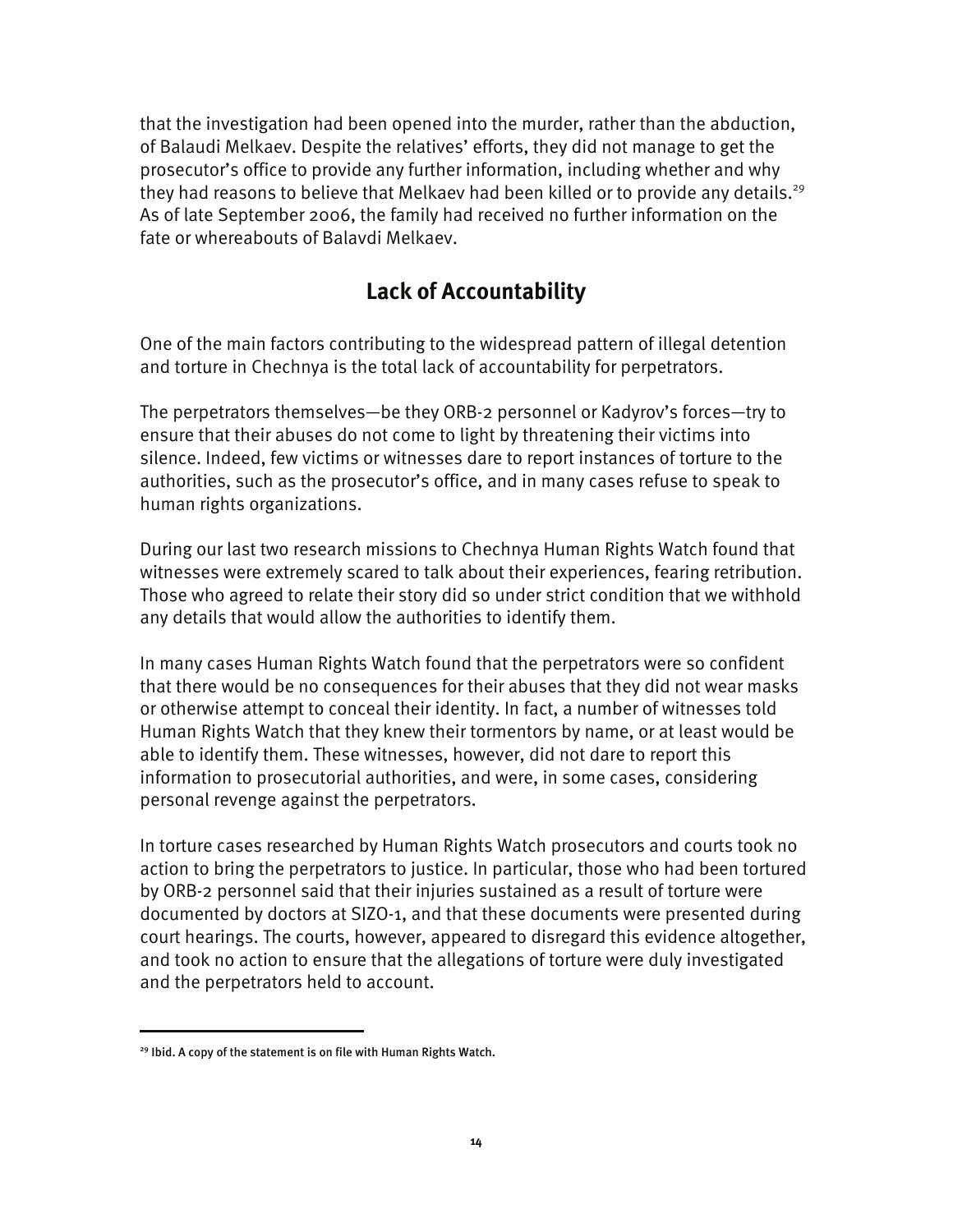that the investigation had been opened into the murder, rather than the abduction, of Balaudi Melkaev. Despite the relatives' efforts, they did not manage to get the prosecutor's office to provide any further information, including whether and why they had reasons to believe that Melkaev had been killed or to provide any details.[29] As of late September 2006, the family had received no further information on the fate or whereabouts of Balavdi Melkaev.

## Lack of Accountability

One of the main factors contributing to the widespread pattern of illegal detention and torture in Chechnya is the total lack of accountability for perpetrators.

The perpetrators themselves—be they ORB-2 personnel or Kadyrov's forces—try to ensure that their abuses do not come to light by threatening their victims into silence. Indeed, few victims or witnesses dare to report instances of torture to the authorities, such as the prosecutor's office, and in many cases refuse to speak to human rights organizations.

During our last two research missions to Chechnya Human Rights Watch found that witnesses were extremely scared to talk about their experiences, fearing retribution. Those who agreed to relate their story did so under strict condition that we withhold any details that would allow the authorities to identify them.

In many cases Human Rights Watch found that the perpetrators were so confident that there would be no consequences for their abuses that they did not wear masks or otherwise attempt to conceal their identity. In fact, a number of witnesses told Human Rights Watch that they knew their tormentors by name, or at least would be able to identify them. These witnesses, however, did not dare to report this information to prosecutorial authorities, and were, in some cases, considering personal revenge against the perpetrators.

In torture cases researched by Human Rights Watch prosecutors and courts took no action to bring the perpetrators to justice. In particular, those who had been tortured by ORB-2 personnel said that their injuries sustained as a result of torture were documented by doctors at SIZO-1, and that these documents were presented during court hearings. The courts, however, appeared to disregard this evidence altogether, and took no action to ensure that the allegations of torture were duly investigated and the perpetrators held to account.

---

[29] Ibid. A copy of the statement is on file with Human Rights Watch.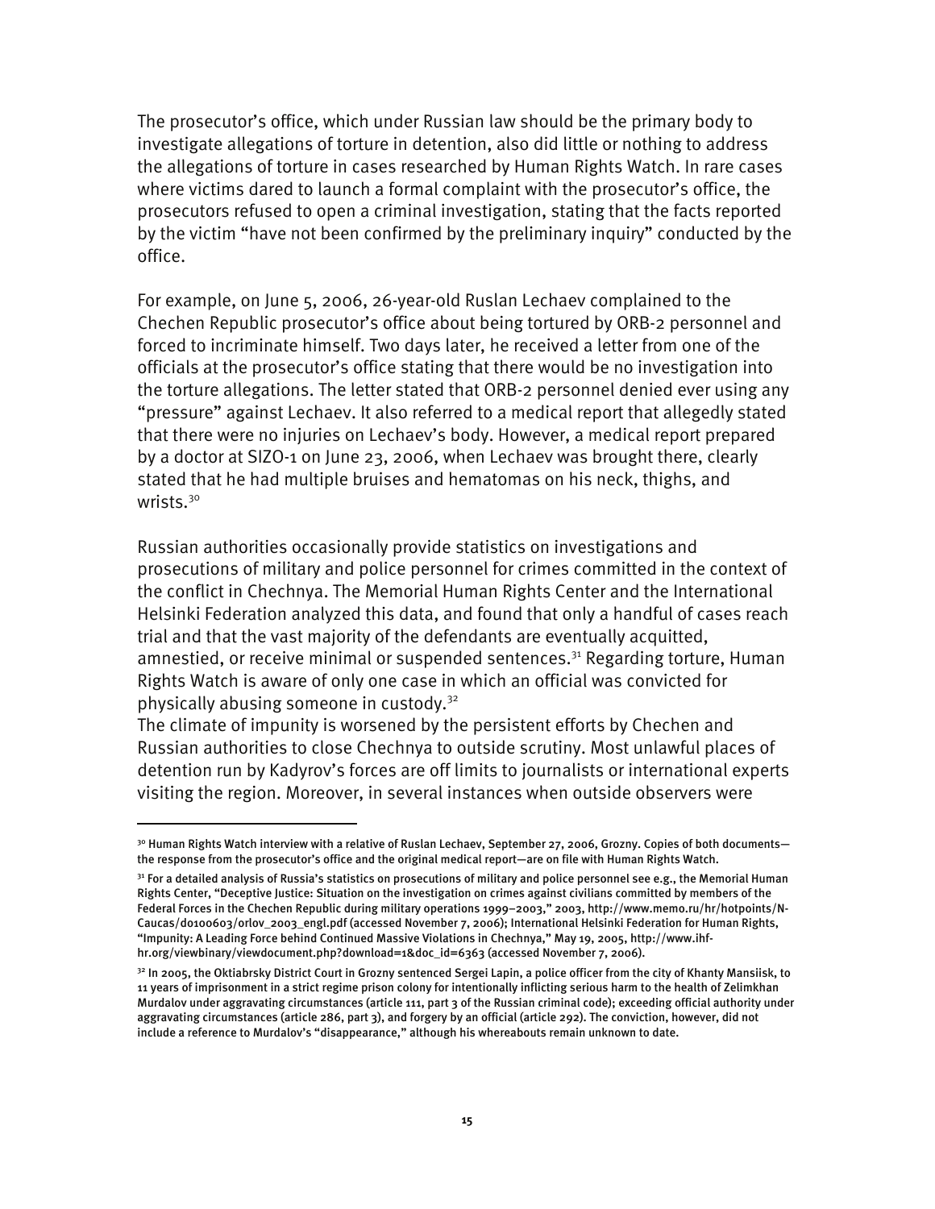The prosecutor's office, which under Russian law should be the primary body to investigate allegations of torture in detention, also did little or nothing to address the allegations of torture in cases researched by Human Rights Watch. In rare cases where victims dared to launch a formal complaint with the prosecutor's office, the prosecutors refused to open a criminal investigation, stating that the facts reported by the victim "have not been confirmed by the preliminary inquiry" conducted by the office.

For example, on June 5, 2006, 26-year-old Ruslan Lechaev complained to the Chechen Republic prosecutor's office about being tortured by ORB-2 personnel and forced to incriminate himself. Two days later, he received a letter from one of the officials at the prosecutor's office stating that there would be no investigation into the torture allegations. The letter stated that ORB-2 personnel denied ever using any "pressure" against Lechaev. It also referred to a medical report that allegedly stated that there were no injuries on Lechaev's body. However, a medical report prepared by a doctor at SIZO-1 on June 23, 2006, when Lechaev was brought there, clearly stated that he had multiple bruises and hematomas on his neck, thighs, and wrists.[30]

Russian authorities occasionally provide statistics on investigations and prosecutions of military and police personnel for crimes committed in the context of the conflict in Chechnya. The Memorial Human Rights Center and the International Helsinki Federation analyzed this data, and found that only a handful of cases reach trial and that the vast majority of the defendants are eventually acquitted, amnestied, or receive minimal or suspended sentences.[31] Regarding torture, Human Rights Watch is aware of only one case in which an official was convicted for physically abusing someone in custody.[32]

The climate of impunity is worsened by the persistent efforts by Chechen and Russian authorities to close Chechnya to outside scrutiny. Most unlawful places of detention run by Kadyrov's forces are off limits to journalists or international experts visiting the region. Moreover, in several instances when outside observers were

---

[30] Human Rights Watch interview with a relative of Ruslan Lechaev, September 27, 2006, Grozny. Copies of both documents—the response from the prosecutor's office and the original medical report—are on file with Human Rights Watch.

[31] For a detailed analysis of Russia's statistics on prosecutions of military and police personnel see e.g., the Memorial Human Rights Center, "Deceptive Justice: Situation on the investigation on crimes against civilians committed by members of the Federal Forces in the Chechen Republic during military operations 1999–2003," 2003, http://www.memo.ru/hr/hotpoints/N-Caucas/d0100603/orlov_2003_engl.pdf (accessed November 7, 2006); International Helsinki Federation for Human Rights, "Impunity: A Leading Force behind Continued Massive Violations in Chechnya," May 19, 2005, http://www.ihf-hr.org/viewbinary/viewdocument.php?download=1&doc_id=6363 (accessed November 7, 2006).

[32] In 2005, the Oktiabrsky District Court in Grozny sentenced Sergei Lapin, a police officer from the city of Khanty Mansiisk, to 11 years of imprisonment in a strict regime prison colony for intentionally inflicting serious harm to the health of Zelimkhan Murdalov under aggravating circumstances (article 111, part 3 of the Russian criminal code); exceeding official authority under aggravating circumstances (article 286, part 3), and forgery by an official (article 292). The conviction, however, did not include a reference to Murdalov's "disappearance," although his whereabouts remain unknown to date.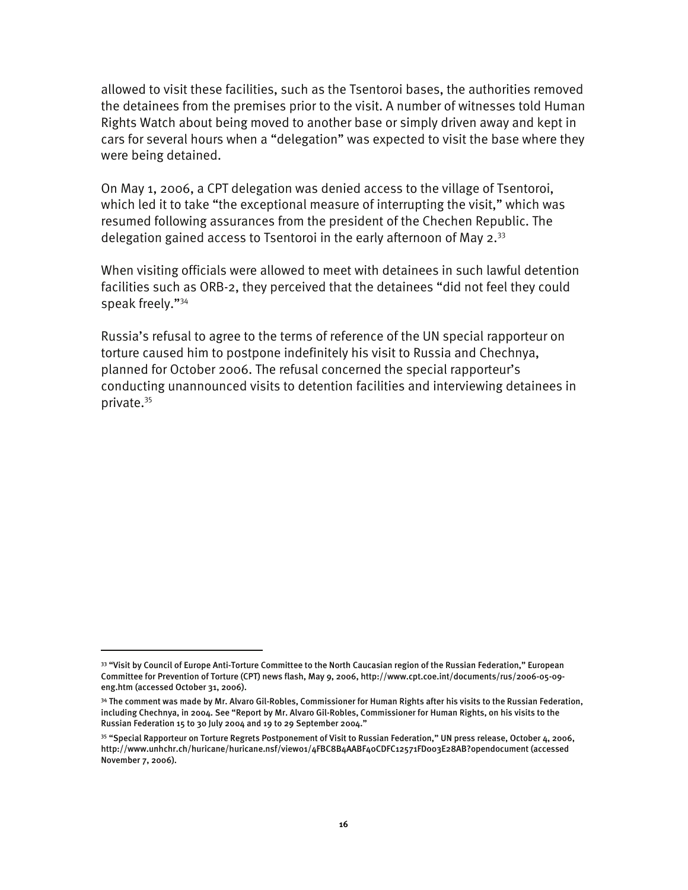allowed to visit these facilities, such as the Tsentoroi bases, the authorities removed the detainees from the premises prior to the visit. A number of witnesses told Human Rights Watch about being moved to another base or simply driven away and kept in cars for several hours when a "delegation" was expected to visit the base where they were being detained.

On May 1, 2006, a CPT delegation was denied access to the village of Tsentoroi, which led it to take "the exceptional measure of interrupting the visit," which was resumed following assurances from the president of the Chechen Republic. The delegation gained access to Tsentoroi in the early afternoon of May 2.[33]

When visiting officials were allowed to meet with detainees in such lawful detention facilities such as ORB-2, they perceived that the detainees "did not feel they could speak freely."[34]

Russia's refusal to agree to the terms of reference of the UN special rapporteur on torture caused him to postpone indefinitely his visit to Russia and Chechnya, planned for October 2006. The refusal concerned the special rapporteur's conducting unannounced visits to detention facilities and interviewing detainees in private.[35]

---

[33] "Visit by Council of Europe Anti-Torture Committee to the North Caucasian region of the Russian Federation," European Committee for Prevention of Torture (CPT) news flash, May 9, 2006, http://www.cpt.coe.int/documents/rus/2006-05-09-eng.htm (accessed October 31, 2006).

[34] The comment was made by Mr. Alvaro Gil-Robles, Commissioner for Human Rights after his visits to the Russian Federation, including Chechnya, in 2004. See "Report by Mr. Alvaro Gil-Robles, Commissioner for Human Rights, on his visits to the Russian Federation 15 to 30 July 2004 and 19 to 29 September 2004."

[35] "Special Rapporteur on Torture Regrets Postponement of Visit to Russian Federation," UN press release, October 4, 2006, http://www.unhchr.ch/huricane/huricane.nsf/view01/4FBC8B4AABF40CDFC12571FD003E28AB?opendocument (accessed November 7, 2006).